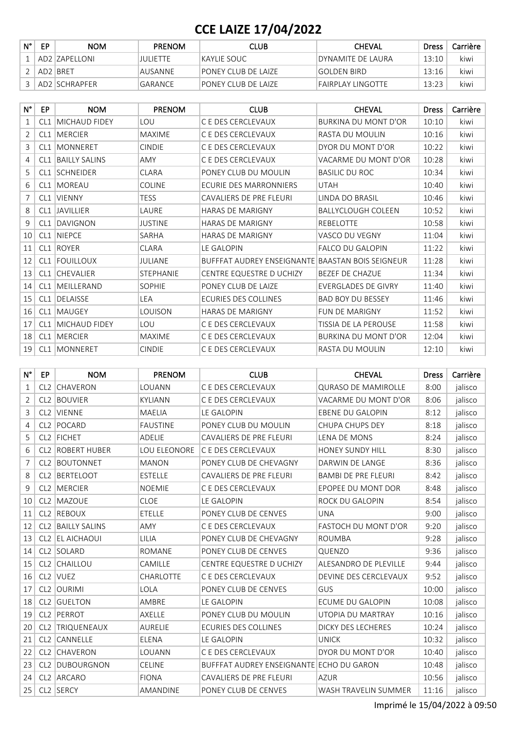# CCE LAIZE 17/04/2022

| N° | EP | NOM | PRENOM | CLUB | CHEVAL | Dress | Carrière |
|---|---|---|---|---|---|---|---|
| 1 | AD2 | ZAPELLONI | JULIETTE | KAYLIE SOUC | DYNAMITE DE LAURA | 13:10 | kiwi |
| 2 | AD2 | BRET | AUSANNE | PONEY CLUB DE LAIZE | GOLDEN BIRD | 13:16 | kiwi |
| 3 | AD2 | SCHRAPFER | GARANCE | PONEY CLUB DE LAIZE | FAIRPLAY LINGOTTE | 13:23 | kiwi |

| N° | EP | NOM | PRENOM | CLUB | CHEVAL | Dress | Carrière |
|---|---|---|---|---|---|---|---|
| 1 | CL1 | MICHAUD FIDEY | LOU | C E DES CERCLEVAUX | BURKINA DU MONT D'OR | 10:10 | kiwi |
| 2 | CL1 | MERCIER | MAXIME | C E DES CERCLEVAUX | RASTA DU MOULIN | 10:16 | kiwi |
| 3 | CL1 | MONNERET | CINDIE | C E DES CERCLEVAUX | DYOR DU MONT D'OR | 10:22 | kiwi |
| 4 | CL1 | BAILLY SALINS | AMY | C E DES CERCLEVAUX | VACARME DU MONT D'OR | 10:28 | kiwi |
| 5 | CL1 | SCHNEIDER | CLARA | PONEY CLUB DU MOULIN | BASILIC DU ROC | 10:34 | kiwi |
| 6 | CL1 | MOREAU | COLINE | ECURIE DES MARRONNIERS | UTAH | 10:40 | kiwi |
| 7 | CL1 | VIENNY | TESS | CAVALIERS DE PRE FLEURI | LINDA DO BRASIL | 10:46 | kiwi |
| 8 | CL1 | JAVILLIER | LAURE | HARAS DE MARIGNY | BALLYCLOUGH COLEEN | 10:52 | kiwi |
| 9 | CL1 | DAVIGNON | JUSTINE | HARAS DE MARIGNY | REBELOTTE | 10:58 | kiwi |
| 10 | CL1 | NIEPCE | SARHA | HARAS DE MARIGNY | VASCO DU VEGNY | 11:04 | kiwi |
| 11 | CL1 | ROYER | CLARA | LE GALOPIN | FALCO DU GALOPIN | 11:22 | kiwi |
| 12 | CL1 | FOUILLOUX | JULIANE | BUFFFAT AUDREY ENSEIGNANTE | BAASTAN BOIS SEIGNEUR | 11:28 | kiwi |
| 13 | CL1 | CHEVALIER | STEPHANIE | CENTRE EQUESTRE D UCHIZY | BEZEF DE CHAZUE | 11:34 | kiwi |
| 14 | CL1 | MEILLERAND | SOPHIE | PONEY CLUB DE LAIZE | EVERGLADES DE GIVRY | 11:40 | kiwi |
| 15 | CL1 | DELAISSE | LEA | ECURIES DES COLLINES | BAD BOY DU BESSEY | 11:46 | kiwi |
| 16 | CL1 | MAUGEY | LOUISON | HARAS DE MARIGNY | FUN DE MARIGNY | 11:52 | kiwi |
| 17 | CL1 | MICHAUD FIDEY | LOU | C E DES CERCLEVAUX | TISSIA DE LA PEROUSE | 11:58 | kiwi |
| 18 | CL1 | MERCIER | MAXIME | C E DES CERCLEVAUX | BURKINA DU MONT D'OR | 12:04 | kiwi |
| 19 | CL1 | MONNERET | CINDIE | C E DES CERCLEVAUX | RASTA DU MOULIN | 12:10 | kiwi |

| N° | EP | NOM | PRENOM | CLUB | CHEVAL | Dress | Carrière |
|---|---|---|---|---|---|---|---|
| 1 | CL2 | CHAVERON | LOUANN | C E DES CERCLEVAUX | QURASO DE MAMIROLLE | 8:00 | jalisco |
| 2 | CL2 | BOUVIER | KYLIANN | C E DES CERCLEVAUX | VACARME DU MONT D'OR | 8:06 | jalisco |
| 3 | CL2 | VIENNE | MAELIA | LE GALOPIN | EBENE DU GALOPIN | 8:12 | jalisco |
| 4 | CL2 | POCARD | FAUSTINE | PONEY CLUB DU MOULIN | CHUPA CHUPS DEY | 8:18 | jalisco |
| 5 | CL2 | FICHET | ADELIE | CAVALIERS DE PRE FLEURI | LENA DE MONS | 8:24 | jalisco |
| 6 | CL2 | ROBERT HUBER | LOU ELEONORE | C E DES CERCLEVAUX | HONEY SUNDY HILL | 8:30 | jalisco |
| 7 | CL2 | BOUTONNET | MANON | PONEY CLUB DE CHEVAGNY | DARWIN DE LANGE | 8:36 | jalisco |
| 8 | CL2 | BERTELOOT | ESTELLE | CAVALIERS DE PRE FLEURI | BAMBI DE PRE FLEURI | 8:42 | jalisco |
| 9 | CL2 | MERCIER | NOEMIE | C E DES CERCLEVAUX | EPOPEE DU MONT DOR | 8:48 | jalisco |
| 10 | CL2 | MAZOUE | CLOE | LE GALOPIN | ROCK DU GALOPIN | 8:54 | jalisco |
| 11 | CL2 | REBOUX | ETELLE | PONEY CLUB DE CENVES | UNA | 9:00 | jalisco |
| 12 | CL2 | BAILLY SALINS | AMY | C E DES CERCLEVAUX | FASTOCH DU MONT D'OR | 9:20 | jalisco |
| 13 | CL2 | EL AICHAOUI | LILIA | PONEY CLUB DE CHEVAGNY | ROUMBA | 9:28 | jalisco |
| 14 | CL2 | SOLARD | ROMANE | PONEY CLUB DE CENVES | QUENZO | 9:36 | jalisco |
| 15 | CL2 | CHAILLOU | CAMILLE | CENTRE EQUESTRE D UCHIZY | ALESANDRO DE PLEVILLE | 9:44 | jalisco |
| 16 | CL2 | VUEZ | CHARLOTTE | C E DES CERCLEVAUX | DEVINE DES CERCLEVAUX | 9:52 | jalisco |
| 17 | CL2 | OURIMI | LOLA | PONEY CLUB DE CENVES | GUS | 10:00 | jalisco |
| 18 | CL2 | GUELTON | AMBRE | LE GALOPIN | ECUME DU GALOPIN | 10:08 | jalisco |
| 19 | CL2 | PERROT | AXELLE | PONEY CLUB DU MOULIN | UTOPIA DU MARTRAY | 10:16 | jalisco |
| 20 | CL2 | TRIQUENEAUX | AURELIE | ECURIES DES COLLINES | DICKY DES LECHERES | 10:24 | jalisco |
| 21 | CL2 | CANNELLE | ELENA | LE GALOPIN | UNICK | 10:32 | jalisco |
| 22 | CL2 | CHAVERON | LOUANN | C E DES CERCLEVAUX | DYOR DU MONT D'OR | 10:40 | jalisco |
| 23 | CL2 | DUBOURGNON | CELINE | BUFFFAT AUDREY ENSEIGNANTE | ECHO DU GARON | 10:48 | jalisco |
| 24 | CL2 | ARCARO | FIONA | CAVALIERS DE PRE FLEURI | AZUR | 10:56 | jalisco |
| 25 | CL2 | SERCY | AMANDINE | PONEY CLUB DE CENVES | WASH TRAVELIN SUMMER | 11:16 | jalisco |

Imprimé le 15/04/2022 à 09:50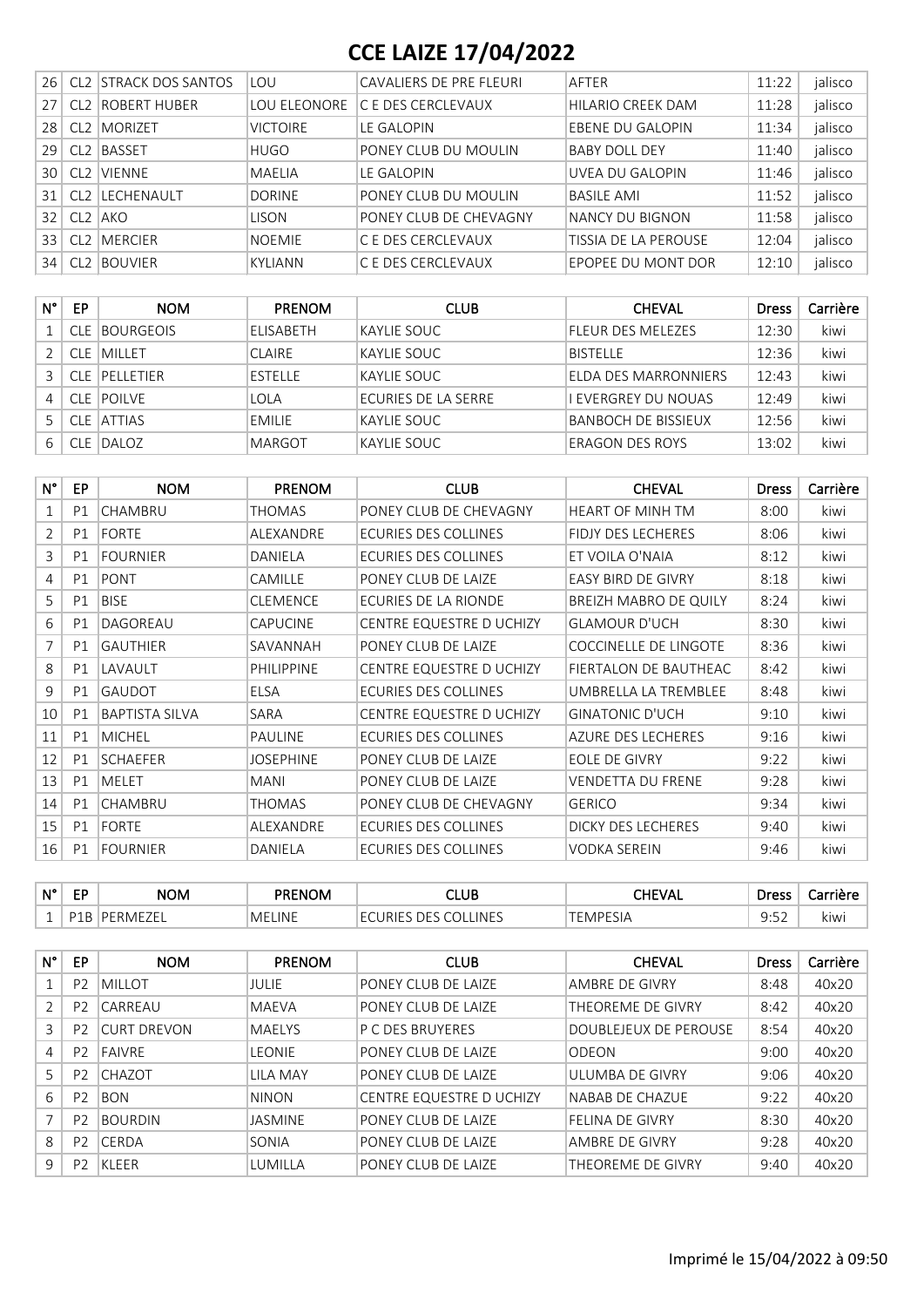# CCE LAIZE 17/04/2022

| | | | | | | | |
|---|---|---|---|---|---|---|---|
| 26 | CL2 | STRACK DOS SANTOS | LOU | CAVALIERS DE PRE FLEURI | AFTER | 11:22 | jalisco |
| 27 | CL2 | ROBERT HUBER | LOU ELEONORE | C E DES CERCLEVAUX | HILARIO CREEK DAM | 11:28 | jalisco |
| 28 | CL2 | MORIZET | VICTOIRE | LE GALOPIN | EBENE DU GALOPIN | 11:34 | jalisco |
| 29 | CL2 | BASSET | HUGO | PONEY CLUB DU MOULIN | BABY DOLL DEY | 11:40 | jalisco |
| 30 | CL2 | VIENNE | MAELIA | LE GALOPIN | UVEA DU GALOPIN | 11:46 | jalisco |
| 31 | CL2 | LECHENAULT | DORINE | PONEY CLUB DU MOULIN | BASILE AMI | 11:52 | jalisco |
| 32 | CL2 | AKO | LISON | PONEY CLUB DE CHEVAGNY | NANCY DU BIGNON | 11:58 | jalisco |
| 33 | CL2 | MERCIER | NOEMIE | C E DES CERCLEVAUX | TISSIA DE LA PEROUSE | 12:04 | jalisco |
| 34 | CL2 | BOUVIER | KYLIANN | C E DES CERCLEVAUX | EPOPEE DU MONT DOR | 12:10 | jalisco |

| N° | EP | NOM | PRENOM | CLUB | CHEVAL | Dress | Carrière |
|---|---|---|---|---|---|---|---|
| 1 | CLE | BOURGEOIS | ELISABETH | KAYLIE SOUC | FLEUR DES MELEZES | 12:30 | kiwi |
| 2 | CLE | MILLET | CLAIRE | KAYLIE SOUC | BISTELLE | 12:36 | kiwi |
| 3 | CLE | PELLETIER | ESTELLE | KAYLIE SOUC | ELDA DES MARRONNIERS | 12:43 | kiwi |
| 4 | CLE | POILVE | LOLA | ECURIES DE LA SERRE | I EVERGREY DU NOUAS | 12:49 | kiwi |
| 5 | CLE | ATTIAS | EMILIE | KAYLIE SOUC | BANBOCH DE BISSIEUX | 12:56 | kiwi |
| 6 | CLE | DALOZ | MARGOT | KAYLIE SOUC | ERAGON DES ROYS | 13:02 | kiwi |

| N° | EP | NOM | PRENOM | CLUB | CHEVAL | Dress | Carrière |
|---|---|---|---|---|---|---|---|
| 1 | P1 | CHAMBRU | THOMAS | PONEY CLUB DE CHEVAGNY | HEART OF MINH TM | 8:00 | kiwi |
| 2 | P1 | FORTE | ALEXANDRE | ECURIES DES COLLINES | FIDJY DES LECHERES | 8:06 | kiwi |
| 3 | P1 | FOURNIER | DANIELA | ECURIES DES COLLINES | ET VOILA O'NAIA | 8:12 | kiwi |
| 4 | P1 | PONT | CAMILLE | PONEY CLUB DE LAIZE | EASY BIRD DE GIVRY | 8:18 | kiwi |
| 5 | P1 | BISE | CLEMENCE | ECURIES DE LA RIONDE | BREIZH MABRO DE QUILY | 8:24 | kiwi |
| 6 | P1 | DAGOREAU | CAPUCINE | CENTRE EQUESTRE D UCHIZY | GLAMOUR D'UCH | 8:30 | kiwi |
| 7 | P1 | GAUTHIER | SAVANNAH | PONEY CLUB DE LAIZE | COCCINELLE DE LINGOTE | 8:36 | kiwi |
| 8 | P1 | LAVAULT | PHILIPPINE | CENTRE EQUESTRE D UCHIZY | FIERTALON DE BAUTHEAC | 8:42 | kiwi |
| 9 | P1 | GAUDOT | ELSA | ECURIES DES COLLINES | UMBRELLA LA TREMBLEE | 8:48 | kiwi |
| 10 | P1 | BAPTISTA SILVA | SARA | CENTRE EQUESTRE D UCHIZY | GINATONIC D'UCH | 9:10 | kiwi |
| 11 | P1 | MICHEL | PAULINE | ECURIES DES COLLINES | AZURE DES LECHERES | 9:16 | kiwi |
| 12 | P1 | SCHAEFER | JOSEPHINE | PONEY CLUB DE LAIZE | EOLE DE GIVRY | 9:22 | kiwi |
| 13 | P1 | MELET | MANI | PONEY CLUB DE LAIZE | VENDETTA DU FRENE | 9:28 | kiwi |
| 14 | P1 | CHAMBRU | THOMAS | PONEY CLUB DE CHEVAGNY | GERICO | 9:34 | kiwi |
| 15 | P1 | FORTE | ALEXANDRE | ECURIES DES COLLINES | DICKY DES LECHERES | 9:40 | kiwi |
| 16 | P1 | FOURNIER | DANIELA | ECURIES DES COLLINES | VODKA SEREIN | 9:46 | kiwi |

| N° | EP | NOM | PRENOM | CLUB | CHEVAL | Dress | Carrière |
|---|---|---|---|---|---|---|---|
| 1 | P1B | PERMEZEL | MELINE | ECURIES DES COLLINES | TEMPESIA | 9:52 | kiwi |

| N° | EP | NOM | PRENOM | CLUB | CHEVAL | Dress | Carrière |
|---|---|---|---|---|---|---|---|
| 1 | P2 | MILLOT | JULIE | PONEY CLUB DE LAIZE | AMBRE DE GIVRY | 8:48 | 40x20 |
| 2 | P2 | CARREAU | MAEVA | PONEY CLUB DE LAIZE | THEOREME DE GIVRY | 8:42 | 40x20 |
| 3 | P2 | CURT DREVON | MAELYS | P C DES BRUYERES | DOUBLEJEUX DE PEROUSE | 8:54 | 40x20 |
| 4 | P2 | FAIVRE | LEONIE | PONEY CLUB DE LAIZE | ODEON | 9:00 | 40x20 |
| 5 | P2 | CHAZOT | LILA MAY | PONEY CLUB DE LAIZE | ULUMBA DE GIVRY | 9:06 | 40x20 |
| 6 | P2 | BON | NINON | CENTRE EQUESTRE D UCHIZY | NABAB DE CHAZUE | 9:22 | 40x20 |
| 7 | P2 | BOURDIN | JASMINE | PONEY CLUB DE LAIZE | FELINA DE GIVRY | 8:30 | 40x20 |
| 8 | P2 | CERDA | SONIA | PONEY CLUB DE LAIZE | AMBRE DE GIVRY | 9:28 | 40x20 |
| 9 | P2 | KLEER | LUMILLA | PONEY CLUB DE LAIZE | THEOREME DE GIVRY | 9:40 | 40x20 |

Imprimé le 15/04/2022 à 09:50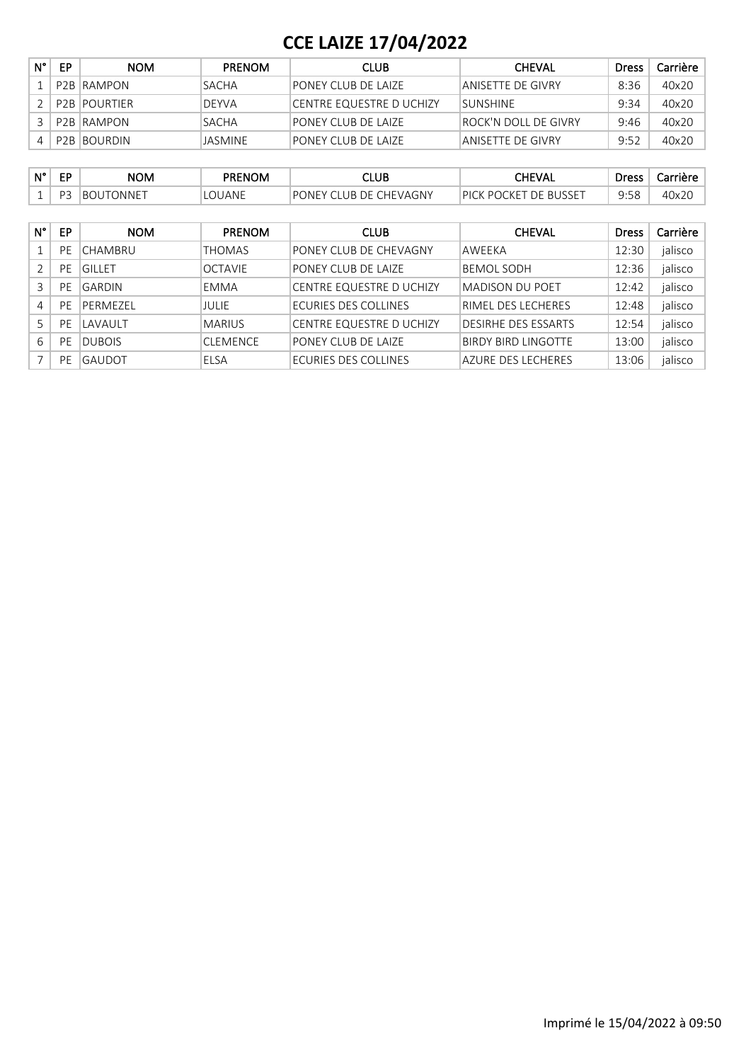# CCE LAIZE 17/04/2022

| N° | EP | NOM | PRENOM | CLUB | CHEVAL | Dress | Carrière |
|---|---|---|---|---|---|---|---|
| 1 | P2B | RAMPON | SACHA | PONEY CLUB DE LAIZE | ANISETTE DE GIVRY | 8:36 | 40x20 |
| 2 | P2B | POURTIER | DEYVA | CENTRE EQUESTRE D UCHIZY | SUNSHINE | 9:34 | 40x20 |
| 3 | P2B | RAMPON | SACHA | PONEY CLUB DE LAIZE | ROCK'N DOLL DE GIVRY | 9:46 | 40x20 |
| 4 | P2B | BOURDIN | JASMINE | PONEY CLUB DE LAIZE | ANISETTE DE GIVRY | 9:52 | 40x20 |

| N° | EP | NOM | PRENOM | CLUB | CHEVAL | Dress | Carrière |
|---|---|---|---|---|---|---|---|
| 1 | P3 | BOUTONNET | LOUANE | PONEY CLUB DE CHEVAGNY | PICK POCKET DE BUSSET | 9:58 | 40x20 |

| N° | EP | NOM | PRENOM | CLUB | CHEVAL | Dress | Carrière |
|---|---|---|---|---|---|---|---|
| 1 | PE | CHAMBRU | THOMAS | PONEY CLUB DE CHEVAGNY | AWEEKA | 12:30 | jalisco |
| 2 | PE | GILLET | OCTAVIE | PONEY CLUB DE LAIZE | BEMOL SODH | 12:36 | jalisco |
| 3 | PE | GARDIN | EMMA | CENTRE EQUESTRE D UCHIZY | MADISON DU POET | 12:42 | jalisco |
| 4 | PE | PERMEZEL | JULIE | ECURIES DES COLLINES | RIMEL DES LECHERES | 12:48 | jalisco |
| 5 | PE | LAVAULT | MARIUS | CENTRE EQUESTRE D UCHIZY | DESIRHE DES ESSARTS | 12:54 | jalisco |
| 6 | PE | DUBOIS | CLEMENCE | PONEY CLUB DE LAIZE | BIRDY BIRD LINGOTTE | 13:00 | jalisco |
| 7 | PE | GAUDOT | ELSA | ECURIES DES COLLINES | AZURE DES LECHERES | 13:06 | jalisco |

Imprimé le 15/04/2022 à 09:50